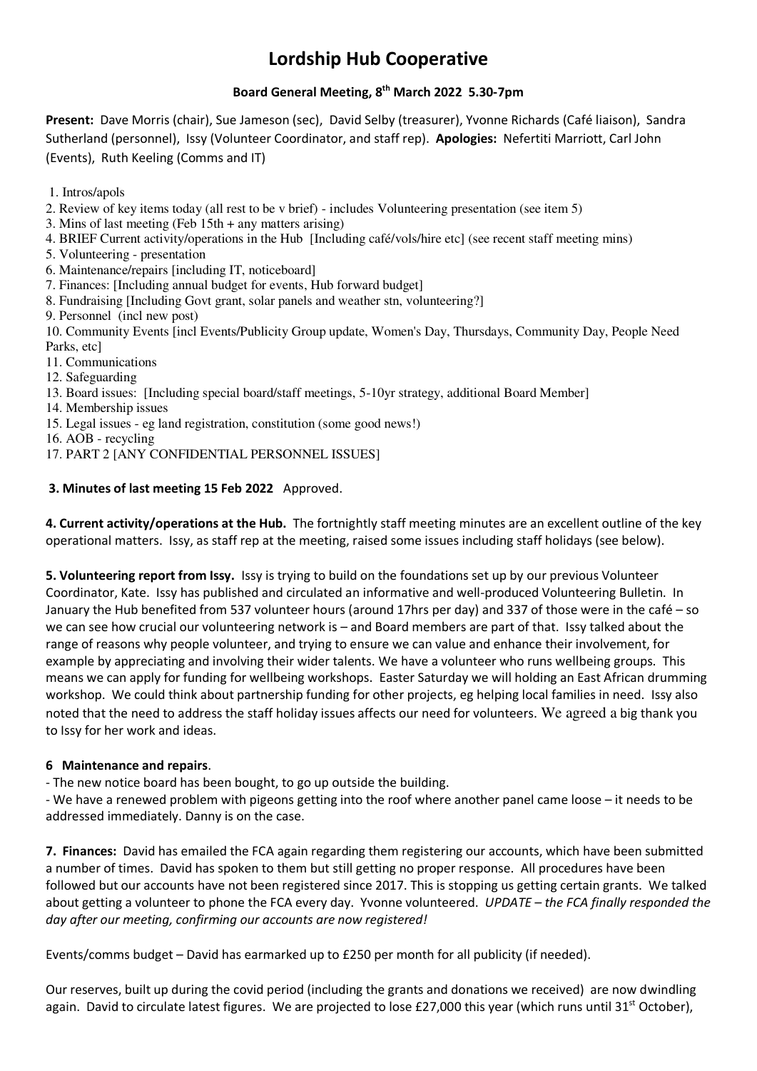# Lordship Hub Cooperative

## Board General Meeting, 8th March 2022 5.30-7pm

**Present:** Dave Morris (chair), Sue Jameson (sec), David Selby (treasurer), Yvonne Richards (Café liaison), Sandra Sutherland (personnel), Issy (Volunteer Coordinator, and staff rep). **Apologies:** Nefertiti Marriott, Carl John (Events), Ruth Keeling (Comms and IT)

1. Intros/apols
2. Review of key items today (all rest to be v brief) - includes Volunteering presentation (see item 5)
3. Mins of last meeting (Feb 15th + any matters arising)
4. BRIEF Current activity/operations in the Hub [Including café/vols/hire etc] (see recent staff meeting mins)
5. Volunteering - presentation
6. Maintenance/repairs [including IT, noticeboard]
7. Finances: [Including annual budget for events, Hub forward budget]
8. Fundraising [Including Govt grant, solar panels and weather stn, volunteering?]
9. Personnel (incl new post)
10. Community Events [incl Events/Publicity Group update, Women's Day, Thursdays, Community Day, People Need Parks, etc]
11. Communications
12. Safeguarding
13. Board issues: [Including special board/staff meetings, 5-10yr strategy, additional Board Member]
14. Membership issues
15. Legal issues - eg land registration, constitution (some good news!)
16. AOB - recycling
17. PART 2 [ANY CONFIDENTIAL PERSONNEL ISSUES]

**3. Minutes of last meeting 15 Feb 2022** Approved.

**4. Current activity/operations at the Hub.** The fortnightly staff meeting minutes are an excellent outline of the key operational matters. Issy, as staff rep at the meeting, raised some issues including staff holidays (see below).

**5. Volunteering report from Issy.** Issy is trying to build on the foundations set up by our previous Volunteer Coordinator, Kate. Issy has published and circulated an informative and well-produced Volunteering Bulletin. In January the Hub benefited from 537 volunteer hours (around 17hrs per day) and 337 of those were in the café – so we can see how crucial our volunteering network is – and Board members are part of that. Issy talked about the range of reasons why people volunteer, and trying to ensure we can value and enhance their involvement, for example by appreciating and involving their wider talents. We have a volunteer who runs wellbeing groups. This means we can apply for funding for wellbeing workshops. Easter Saturday we will holding an East African drumming workshop. We could think about partnership funding for other projects, eg helping local families in need. Issy also noted that the need to address the staff holiday issues affects our need for volunteers. We agreed a big thank you to Issy for her work and ideas.

**6 Maintenance and repairs**.

- The new notice board has been bought, to go up outside the building.
- We have a renewed problem with pigeons getting into the roof where another panel came loose – it needs to be addressed immediately. Danny is on the case.

**7. Finances:** David has emailed the FCA again regarding them registering our accounts, which have been submitted a number of times. David has spoken to them but still getting no proper response. All procedures have been followed but our accounts have not been registered since 2017. This is stopping us getting certain grants. We talked about getting a volunteer to phone the FCA every day. Yvonne volunteered. *UPDATE – the FCA finally responded the day after our meeting, confirming our accounts are now registered!*

Events/comms budget – David has earmarked up to £250 per month for all publicity (if needed).

Our reserves, built up during the covid period (including the grants and donations we received) are now dwindling again. David to circulate latest figures. We are projected to lose £27,000 this year (which runs until 31st October),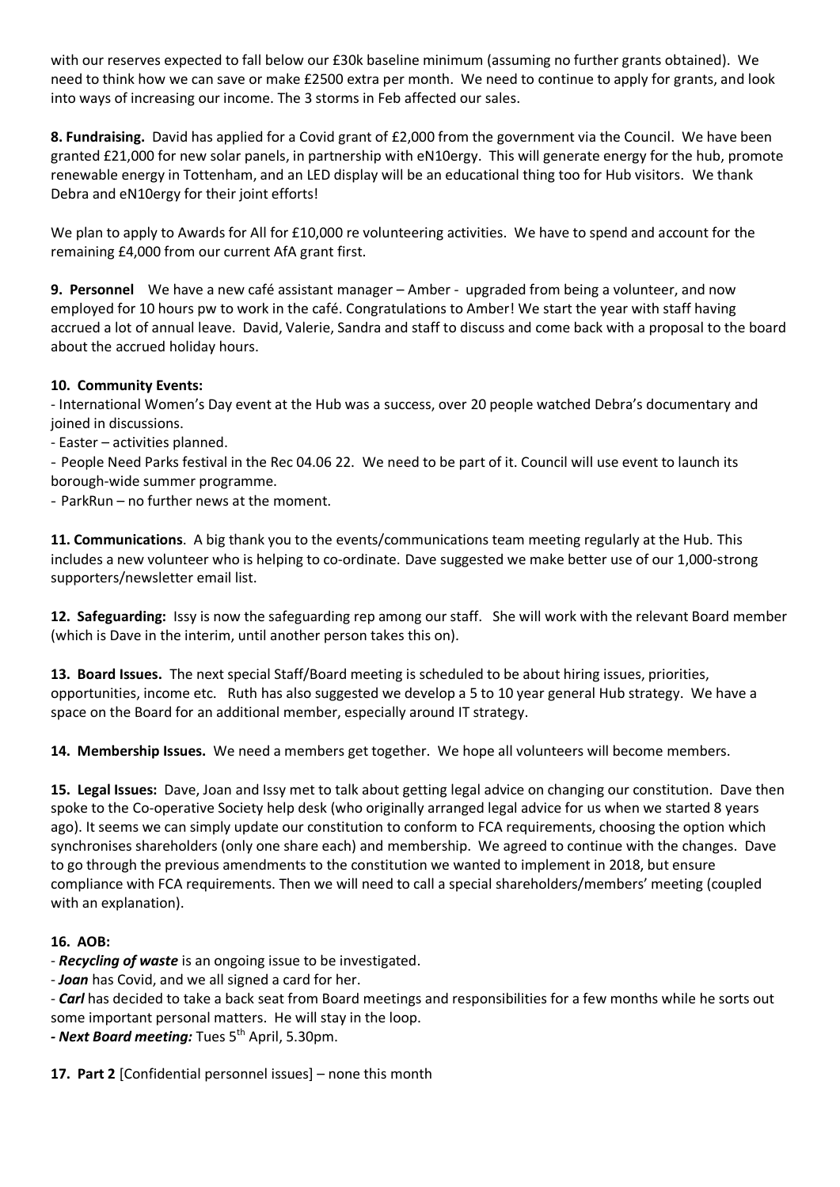with our reserves expected to fall below our £30k baseline minimum (assuming no further grants obtained). We need to think how we can save or make £2500 extra per month. We need to continue to apply for grants, and look into ways of increasing our income. The 3 storms in Feb affected our sales.

**8. Fundraising.** David has applied for a Covid grant of £2,000 from the government via the Council. We have been granted £21,000 for new solar panels, in partnership with eN10ergy. This will generate energy for the hub, promote renewable energy in Tottenham, and an LED display will be an educational thing too for Hub visitors. We thank Debra and eN10ergy for their joint efforts!

We plan to apply to Awards for All for £10,000 re volunteering activities. We have to spend and account for the remaining £4,000 from our current AfA grant first.

**9. Personnel** We have a new café assistant manager – Amber - upgraded from being a volunteer, and now employed for 10 hours pw to work in the café. Congratulations to Amber! We start the year with staff having accrued a lot of annual leave. David, Valerie, Sandra and staff to discuss and come back with a proposal to the board about the accrued holiday hours.

**10. Community Events:**

- International Women's Day event at the Hub was a success, over 20 people watched Debra's documentary and joined in discussions.
- Easter – activities planned.
- People Need Parks festival in the Rec 04.06 22. We need to be part of it. Council will use event to launch its borough-wide summer programme.
- ParkRun – no further news at the moment.

**11. Communications**. A big thank you to the events/communications team meeting regularly at the Hub. This includes a new volunteer who is helping to co-ordinate. Dave suggested we make better use of our 1,000-strong supporters/newsletter email list.

**12. Safeguarding:** Issy is now the safeguarding rep among our staff. She will work with the relevant Board member (which is Dave in the interim, until another person takes this on).

**13. Board Issues.** The next special Staff/Board meeting is scheduled to be about hiring issues, priorities, opportunities, income etc. Ruth has also suggested we develop a 5 to 10 year general Hub strategy. We have a space on the Board for an additional member, especially around IT strategy.

**14. Membership Issues.** We need a members get together. We hope all volunteers will become members.

**15. Legal Issues:** Dave, Joan and Issy met to talk about getting legal advice on changing our constitution. Dave then spoke to the Co-operative Society help desk (who originally arranged legal advice for us when we started 8 years ago). It seems we can simply update our constitution to conform to FCA requirements, choosing the option which synchronises shareholders (only one share each) and membership. We agreed to continue with the changes. Dave to go through the previous amendments to the constitution we wanted to implement in 2018, but ensure compliance with FCA requirements. Then we will need to call a special shareholders/members' meeting (coupled with an explanation).

**16. AOB:**

- ***Recycling of waste*** is an ongoing issue to be investigated.
- ***Joan*** has Covid, and we all signed a card for her.
- ***Carl*** has decided to take a back seat from Board meetings and responsibilities for a few months while he sorts out some important personal matters. He will stay in the loop.
- ***Next Board meeting:*** Tues 5th April, 5.30pm.

**17. Part 2** [Confidential personnel issues] – none this month